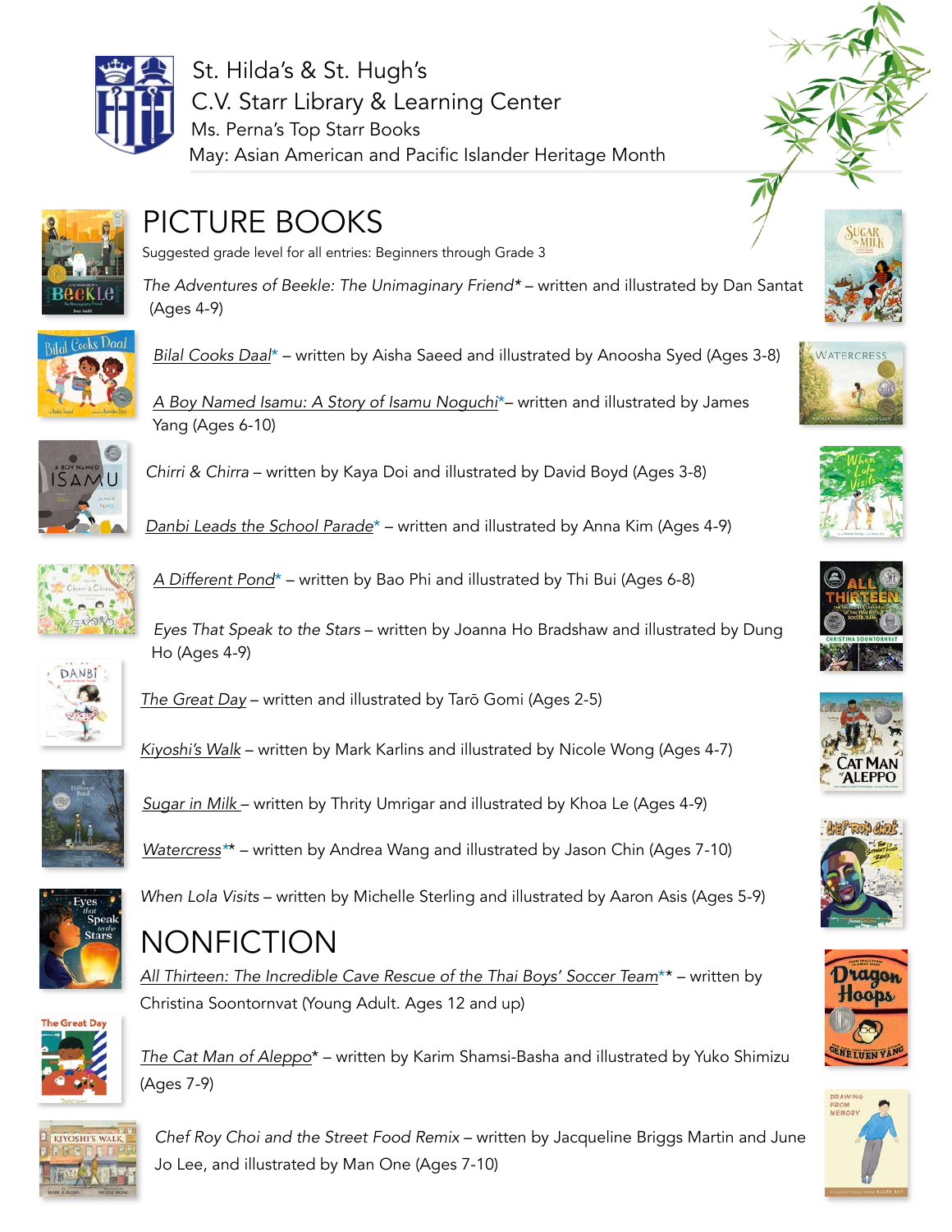St. Hilda's & St. Hugh's
C.V. Starr Library & Learning Center
Ms. Perna's Top Starr Books
May: Asian American and Pacific Islander Heritage Month

# PICTURE BOOKS

Suggested grade level for all entries: Beginners through Grade 3

*The Adventures of Beekle: The Unimaginary Friend** – written and illustrated by Dan Santat (Ages 4-9)

*Bilal Cooks Daal** – written by Aisha Saeed and illustrated by Anoosha Syed (Ages 3-8)

*A Boy Named Isamu: A Story of Isamu Noguchi**– written and illustrated by James Yang (Ages 6-10)

*Chirri & Chirra* – written by Kaya Doi and illustrated by David Boyd (Ages 3-8)

*Danbi Leads the School Parade** – written and illustrated by Anna Kim (Ages 4-9)

*A Different Pond** – written by Bao Phi and illustrated by Thi Bui (Ages 6-8)

*Eyes That Speak to the Stars* – written by Joanna Ho Bradshaw and illustrated by Dung Ho (Ages 4-9)

*The Great Day* – written and illustrated by Tarō Gomi (Ages 2-5)

*Kiyoshi's Walk* – written by Mark Karlins and illustrated by Nicole Wong (Ages 4-7)

*Sugar in Milk* – written by Thrity Umrigar and illustrated by Khoa Le (Ages 4-9)

*Watercress*** – written by Andrea Wang and illustrated by Jason Chin (Ages 7-10)

*When Lola Visits* – written by Michelle Sterling and illustrated by Aaron Asis (Ages 5-9)

# NONFICTION

*All Thirteen: The Incredible Cave Rescue of the Thai Boys' Soccer Team*** – written by Christina Soontornvat (Young Adult. Ages 12 and up)

*The Cat Man of Aleppo** – written by Karim Shamsi-Basha and illustrated by Yuko Shimizu (Ages 7-9)

*Chef Roy Choi and the Street Food Remix* – written by Jacqueline Briggs Martin and June Jo Lee, and illustrated by Man One (Ages 7-10)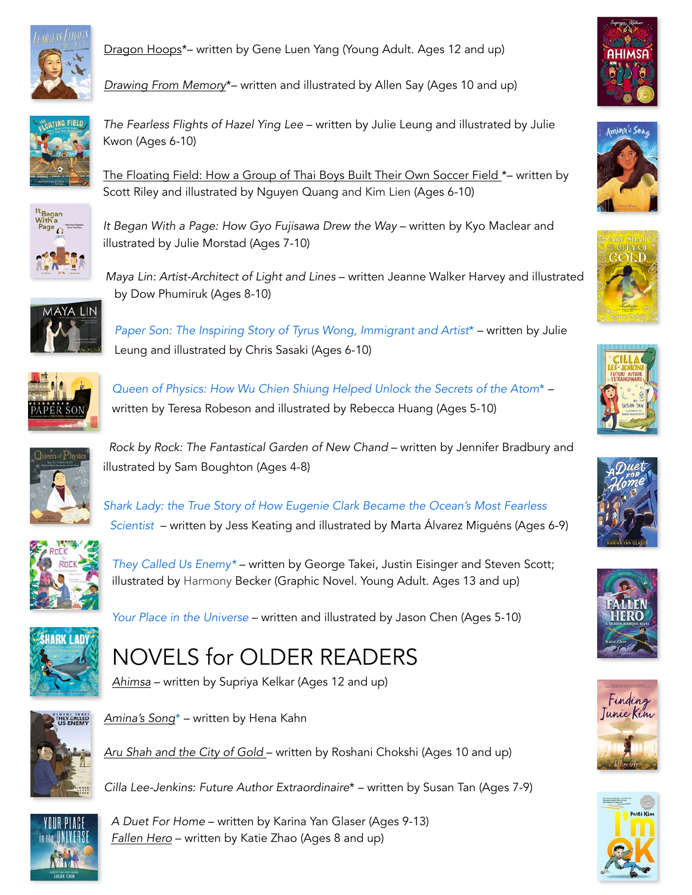Dragon Hoops*– written by Gene Luen Yang (Young Adult. Ages 12 and up)

*Drawing From Memory**– written and illustrated by Allen Say (Ages 10 and up)

*The Fearless Flights of Hazel Ying Lee* – written by Julie Leung and illustrated by Julie Kwon (Ages 6-10)

The Floating Field: How a Group of Thai Boys Built Their Own Soccer Field *– written by Scott Riley and illustrated by Nguyen Quang and Kim Lien (Ages 6-10)

*It Began With a Page: How Gyo Fujisawa Drew the Way* – written by Kyo Maclear and illustrated by Julie Morstad (Ages 7-10)

*Maya Lin: Artist-Architect of Light and Lines* – written Jeanne Walker Harvey and illustrated by Dow Phumiruk (Ages 8-10)

*Paper Son: The Inspiring Story of Tyrus Wong, Immigrant and Artist** – written by Julie Leung and illustrated by Chris Sasaki (Ages 6-10)

*Queen of Physics: How Wu Chien Shiung Helped Unlock the Secrets of the Atom** – written by Teresa Robeson and illustrated by Rebecca Huang (Ages 5-10)

*Rock by Rock: The Fantastical Garden of New Chand* – written by Jennifer Bradbury and illustrated by Sam Boughton (Ages 4-8)

*Shark Lady: the True Story of How Eugenie Clark Became the Ocean's Most Fearless Scientist* – written by Jess Keating and illustrated by Marta Álvarez Miguéns (Ages 6-9)

*They Called Us Enemy** – written by George Takei, Justin Eisinger and Steven Scott; illustrated by Harmony Becker (Graphic Novel. Young Adult. Ages 13 and up)

*Your Place in the Universe* – written and illustrated by Jason Chen (Ages 5-10)

# NOVELS for OLDER READERS

*Ahimsa* – written by Supriya Kelkar (Ages 12 and up)

*Amina's Song** – written by Hena Kahn

*Aru Shah and the City of Gold* – written by Roshani Chokshi (Ages 10 and up)

*Cilla Lee-Jenkins: Future Author Extraordinaire** – written by Susan Tan (Ages 7-9)

*A Duet For Home* – written by Karina Yan Glaser (Ages 9-13)

*Fallen Hero* – written by Katie Zhao (Ages 8 and up)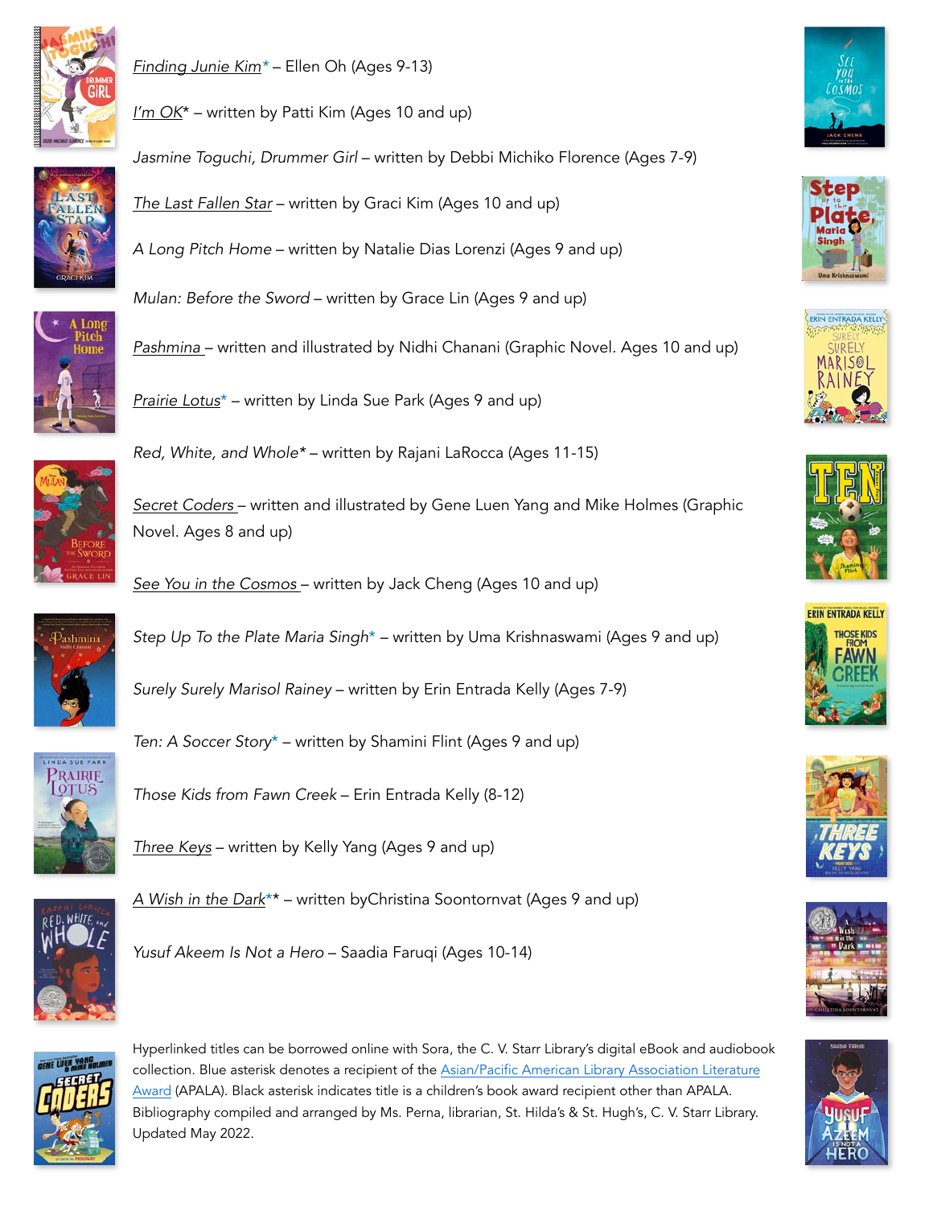*Finding Junie Kim** – Ellen Oh (Ages 9-13)

*I'm OK** – written by Patti Kim (Ages 10 and up)

*Jasmine Toguchi, Drummer Girl* – written by Debbi Michiko Florence (Ages 7-9)

*The Last Fallen Star* – written by Graci Kim (Ages 10 and up)

*A Long Pitch Home* – written by Natalie Dias Lorenzi (Ages 9 and up)

*Mulan: Before the Sword* – written by Grace Lin (Ages 9 and up)

*Pashmina* – written and illustrated by Nidhi Chanani (Graphic Novel. Ages 10 and up)

*Prairie Lotus** – written by Linda Sue Park (Ages 9 and up)

*Red, White, and Whole** – written by Rajani LaRocca (Ages 11-15)

*Secret Coders* – written and illustrated by Gene Luen Yang and Mike Holmes (Graphic Novel. Ages 8 and up)

*See You in the Cosmos* – written by Jack Cheng (Ages 10 and up)

*Step Up To the Plate Maria Singh** – written by Uma Krishnaswami (Ages 9 and up)

*Surely Surely Marisol Rainey* – written by Erin Entrada Kelly (Ages 7-9)

*Ten: A Soccer Story** – written by Shamini Flint (Ages 9 and up)

*Those Kids from Fawn Creek* – Erin Entrada Kelly (8-12)

*Three Keys* – written by Kelly Yang (Ages 9 and up)

*A Wish in the Dark*** – written byChristina Soontornvat (Ages 9 and up)

*Yusuf Akeem Is Not a Hero* – Saadia Faruqi (Ages 10-14)

Hyperlinked titles can be borrowed online with Sora, the C. V. Starr Library's digital eBook and audiobook collection. Blue asterisk denotes a recipient of the Asian/Pacific American Library Association Literature Award (APALA). Black asterisk indicates title is a children's book award recipient other than APALA. Bibliography compiled and arranged by Ms. Perna, librarian, St. Hilda's & St. Hugh's, C. V. Starr Library. Updated May 2022.